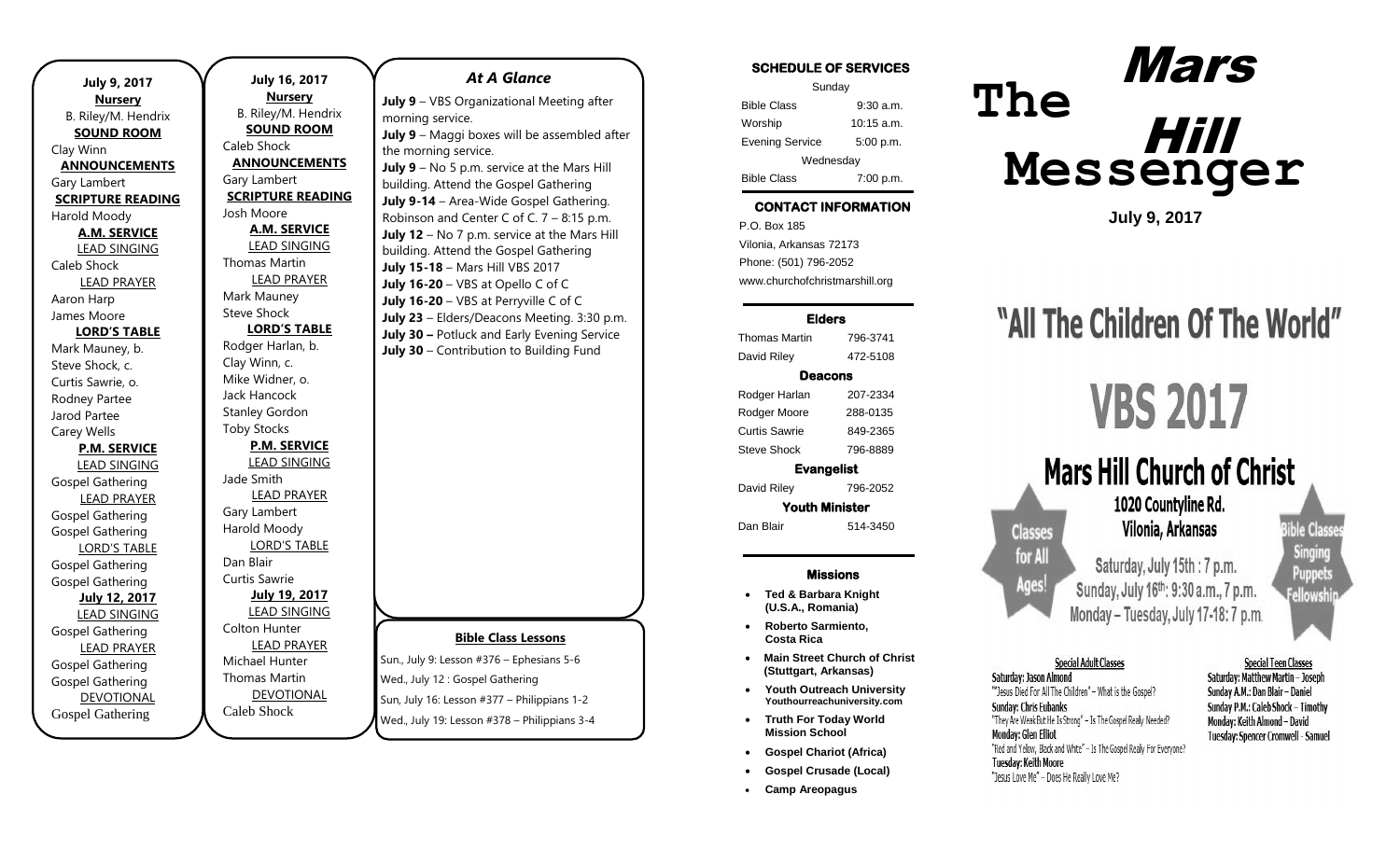**July 9, 2017**

**Nursery**

B. Riley/M. Hendrix

**SOUND ROOM**

Clay Winn

**ANNOUNCEMENTS**

Gary Lambert

**SCRIPTURE READING**

Harold Moody

**A.M. SERVICE**

LEAD SINGING

Caleb Shock

LEAD PRAYER

Aaron Harp

James Moore

**LORD'S TABLE**

Mark Mauney, b.

Steve Shock, c.

Curtis Sawrie, o.

Rodney Partee

Jarod Partee

Carey Wells

**P.M. SERVICE**

LEAD SINGING

Gospel Gathering

LEAD PRAYER

Gospel Gathering

Gospel Gathering

LORD'S TABLE

Gospel Gathering

Gospel Gathering

**July 12, 2017**

LEAD SINGING

Gospel Gathering

LEAD PRAYER

Gospel Gathering

Gospel Gathering

DEVOTIONAL

Gospel Gathering

**July 16, 2017**

**Nursery**

B. Riley/M. Hendrix

**SOUND ROOM**

Caleb Shock

**ANNOUNCEMENTS**

Gary Lambert

**SCRIPTURE READING**

Josh Moore

**A.M. SERVICE**

LEAD SINGING

Thomas Martin

LEAD PRAYER

Mark Mauney

Steve Shock

**LORD'S TABLE**

Rodger Harlan, b.

Clay Winn, c.

Mike Widner, o.

Jack Hancock

Stanley Gordon

Toby Stocks

**P.M. SERVICE**

LEAD SINGING

Jade Smith

LEAD PRAYER

Gary Lambert

Harold Moody

LORD'S TABLE

Dan Blair

Curtis Sawrie

**July 19, 2017**

LEAD SINGING

Colton Hunter

LEAD PRAYER

Michael Hunter

Thomas Martin

DEVOTIONAL

Caleb Shock

## *At A Glance*

**July 9** – VBS Organizational Meeting after morning service.
**July 9** – Maggi boxes will be assembled after the morning service.
**July 9** – No 5 p.m. service at the Mars Hill building. Attend the Gospel Gathering
**July 9-14** – Area-Wide Gospel Gathering. Robinson and Center C of C. 7 – 8:15 p.m.
**July 12** – No 7 p.m. service at the Mars Hill building. Attend the Gospel Gathering
**July 15-18** – Mars Hill VBS 2017
**July 16-20** – VBS at Opello C of C
**July 16-20** – VBS at Perryville C of C
**July 23** – Elders/Deacons Meeting. 3:30 p.m.
**July 30 –** Potluck and Early Evening Service
**July 30** – Contribution to Building Fund

### Bible Class Lessons

Sun., July 9: Lesson #376 – Ephesians 5-6
Wed., July 12 : Gospel Gathering
Sun, July 16: Lesson #377 – Philippians 1-2
Wed., July 19: Lesson #378 – Philippians 3-4

### SCHEDULE OF SERVICES

| Sunday | |
|---|---|
| Bible Class | 9:30 a.m. |
| Worship | 10:15 a.m. |
| Evening Service | 5:00 p.m. |
| Wednesday | |
| Bible Class | 7:00 p.m. |

### CONTACT INFORMATION

P.O. Box 185
Vilonia, Arkansas 72173
Phone: (501) 796-2052
www.churchofchristmarshill.org

### Elders

| | |
|---|---|
| Thomas Martin | 796-3741 |
| David Riley | 472-5108 |

### Deacons

| | |
|---|---|
| Rodger Harlan | 207-2334 |
| Rodger Moore | 288-0135 |
| Curtis Sawrie | 849-2365 |
| Steve Shock | 796-8889 |

### Evangelist

| | |
|---|---|
| David Riley | 796-2052 |

### Youth Minister

| | |
|---|---|
| Dan Blair | 514-3450 |

### Missions

- **Ted & Barbara Knight (U.S.A., Romania)**
- **Roberto Sarmiento, Costa Rica**
- **Main Street Church of Christ (Stuttgart, Arkansas)**
- **Youth Outreach University** Youthourreachuniversity.com
- **Truth For Today World Mission School**
- **Gospel Chariot (Africa)**
- **Gospel Crusade (Local)**
- **Camp Areopagus**

# The Mars Hill Messenger

**July 9, 2017**

# "All The Children Of The World"

# VBS 2017

## Mars Hill Church of Christ

1020 Countyline Rd.
Vilonia, Arkansas

Classes for All Ages!

Saturday, July 15th : 7 p.m.
Sunday, July 16th: 9:30 a.m., 7 p.m.
Monday – Tuesday, July 17-18: 7 p.m.

Bible Classes Singing Puppets Fellowship

**Special Adult Classes**

Saturday: Jason Almond
"Jesus Died For All The Children" – What is the Gospel?
Sunday: Chris Eubanks
"They Are Weak But He Is Strong" – Is The Gospel Really Needed?
Monday: Glen Elliot
"Red and Yellow, Black and White" – Is The Gospel Really For Everyone?
Tuesday: Keith Moore
"Jesus Love Me" – Does He Really Love Me?

**Special Teen Classes**

Saturday: Matthew Martin – Joseph
Sunday A.M.: Dan Blair – Daniel
Sunday P.M.: Caleb Shock – Timothy
Monday: Keith Almond – David
Tuesday: Spencer Cromwell - Samuel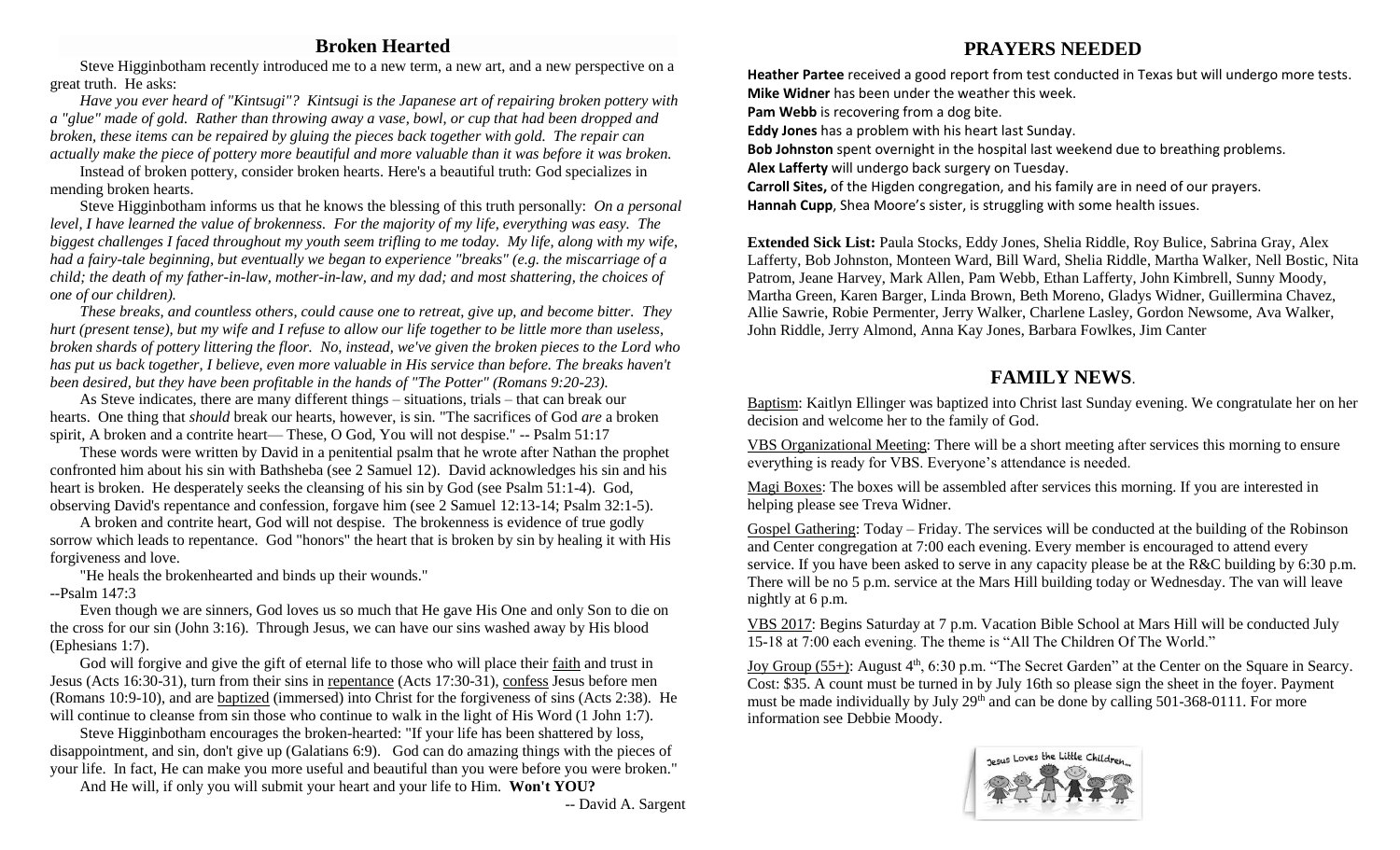## Broken Hearted

Steve Higginbotham recently introduced me to a new term, a new art, and a new perspective on a great truth. He asks:

*Have you ever heard of "Kintsugi"? Kintsugi is the Japanese art of repairing broken pottery with a "glue" made of gold. Rather than throwing away a vase, bowl, or cup that had been dropped and broken, these items can be repaired by gluing the pieces back together with gold. The repair can actually make the piece of pottery more beautiful and more valuable than it was before it was broken.*

Instead of broken pottery, consider broken hearts. Here's a beautiful truth: God specializes in mending broken hearts.

Steve Higginbotham informs us that he knows the blessing of this truth personally: *On a personal level, I have learned the value of brokenness. For the majority of my life, everything was easy. The biggest challenges I faced throughout my youth seem trifling to me today. My life, along with my wife, had a fairy-tale beginning, but eventually we began to experience "breaks" (e.g. the miscarriage of a child; the death of my father-in-law, mother-in-law, and my dad; and most shattering, the choices of one of our children).*

*These breaks, and countless others, could cause one to retreat, give up, and become bitter. They hurt (present tense), but my wife and I refuse to allow our life together to be little more than useless, broken shards of pottery littering the floor. No, instead, we've given the broken pieces to the Lord who has put us back together, I believe, even more valuable in His service than before. The breaks haven't been desired, but they have been profitable in the hands of "The Potter" (Romans 9:20-23).*

As Steve indicates, there are many different things – situations, trials – that can break our hearts. One thing that *should* break our hearts, however, is sin. "The sacrifices of God *are* a broken spirit, A broken and a contrite heart— These, O God, You will not despise." -- Psalm 51:17

These words were written by David in a penitential psalm that he wrote after Nathan the prophet confronted him about his sin with Bathsheba (see 2 Samuel 12). David acknowledges his sin and his heart is broken. He desperately seeks the cleansing of his sin by God (see Psalm 51:1-4). God, observing David's repentance and confession, forgave him (see 2 Samuel 12:13-14; Psalm 32:1-5).

A broken and contrite heart, God will not despise. The brokenness is evidence of true godly sorrow which leads to repentance. God "honors" the heart that is broken by sin by healing it with His forgiveness and love.

"He heals the brokenhearted and binds up their wounds."
--Psalm 147:3

Even though we are sinners, God loves us so much that He gave His One and only Son to die on the cross for our sin (John 3:16). Through Jesus, we can have our sins washed away by His blood (Ephesians 1:7).

God will forgive and give the gift of eternal life to those who will place their faith and trust in Jesus (Acts 16:30-31), turn from their sins in repentance (Acts 17:30-31), confess Jesus before men (Romans 10:9-10), and are baptized (immersed) into Christ for the forgiveness of sins (Acts 2:38). He will continue to cleanse from sin those who continue to walk in the light of His Word (1 John 1:7).

Steve Higginbotham encourages the broken-hearted: "If your life has been shattered by loss, disappointment, and sin, don't give up (Galatians 6:9). God can do amazing things with the pieces of your life. In fact, He can make you more useful and beautiful than you were before you were broken."

And He will, if only you will submit your heart and your life to Him. **Won't YOU?**

-- David A. Sargent

## PRAYERS NEEDED

**Heather Partee** received a good report from test conducted in Texas but will undergo more tests.
**Mike Widner** has been under the weather this week.
**Pam Webb** is recovering from a dog bite.
**Eddy Jones** has a problem with his heart last Sunday.
**Bob Johnston** spent overnight in the hospital last weekend due to breathing problems.
**Alex Lafferty** will undergo back surgery on Tuesday.
**Carroll Sites,** of the Higden congregation, and his family are in need of our prayers.
**Hannah Cupp**, Shea Moore's sister, is struggling with some health issues.

**Extended Sick List:** Paula Stocks, Eddy Jones, Shelia Riddle, Roy Bulice, Sabrina Gray, Alex Lafferty, Bob Johnston, Monteen Ward, Bill Ward, Shelia Riddle, Martha Walker, Nell Bostic, Nita Patrom, Jeane Harvey, Mark Allen, Pam Webb, Ethan Lafferty, John Kimbrell, Sunny Moody, Martha Green, Karen Barger, Linda Brown, Beth Moreno, Gladys Widner, Guillermina Chavez, Allie Sawrie, Robie Permenter, Jerry Walker, Charlene Lasley, Gordon Newsome, Ava Walker, John Riddle, Jerry Almond, Anna Kay Jones, Barbara Fowlkes, Jim Canter

## FAMILY NEWS.

Baptism: Kaitlyn Ellinger was baptized into Christ last Sunday evening. We congratulate her on her decision and welcome her to the family of God.

VBS Organizational Meeting: There will be a short meeting after services this morning to ensure everything is ready for VBS. Everyone's attendance is needed.

Magi Boxes: The boxes will be assembled after services this morning. If you are interested in helping please see Treva Widner.

Gospel Gathering: Today – Friday. The services will be conducted at the building of the Robinson and Center congregation at 7:00 each evening. Every member is encouraged to attend every service. If you have been asked to serve in any capacity please be at the R&C building by 6:30 p.m. There will be no 5 p.m. service at the Mars Hill building today or Wednesday. The van will leave nightly at 6 p.m.

VBS 2017: Begins Saturday at 7 p.m. Vacation Bible School at Mars Hill will be conducted July 15-18 at 7:00 each evening. The theme is "All The Children Of The World."

Joy Group (55+): August 4th, 6:30 p.m. "The Secret Garden" at the Center on the Square in Searcy. Cost: $35. A count must be turned in by July 16th so please sign the sheet in the foyer. Payment must be made individually by July 29th and can be done by calling 501-368-0111. For more information see Debbie Moody.